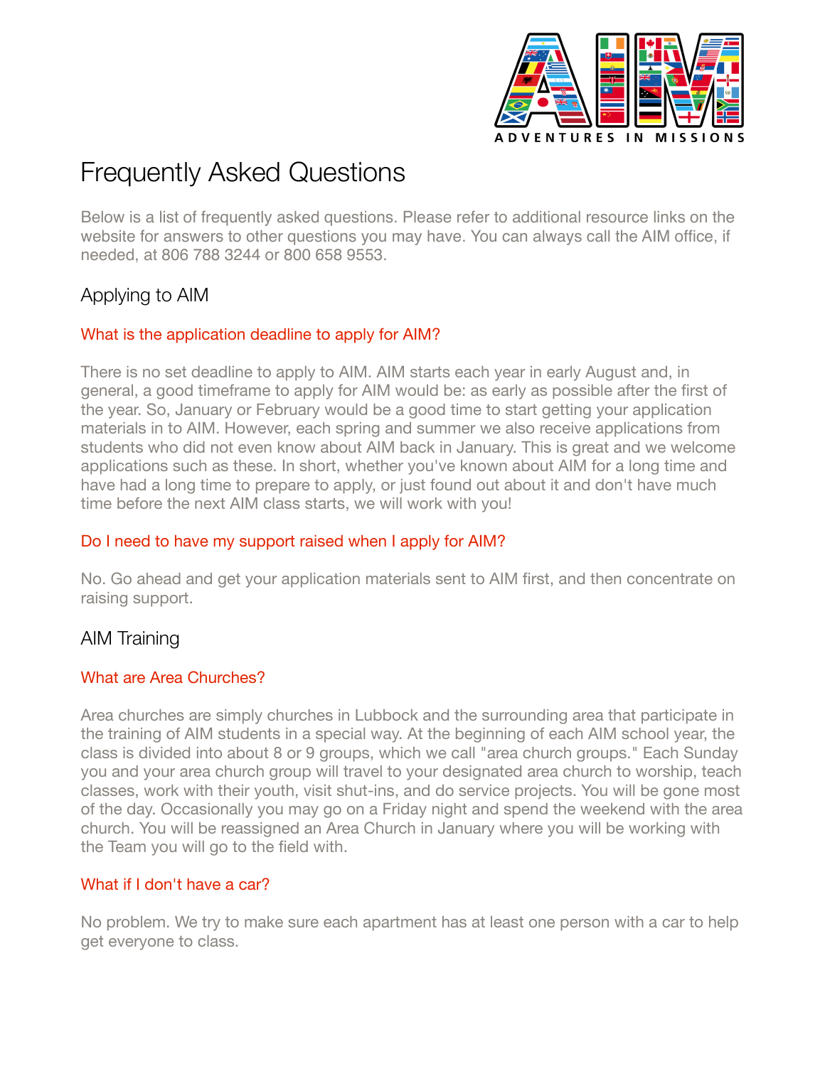# Frequently Asked Questions

Below is a list of frequently asked questions. Please refer to additional resource links on the website for answers to other questions you may have. You can always call the AIM office, if needed, at 806 788 3244 or 800 658 9553.

## Applying to AIM

### What is the application deadline to apply for AIM?

There is no set deadline to apply to AIM. AIM starts each year in early August and, in general, a good timeframe to apply for AIM would be: as early as possible after the first of the year. So, January or February would be a good time to start getting your application materials in to AIM. However, each spring and summer we also receive applications from students who did not even know about AIM back in January. This is great and we welcome applications such as these. In short, whether you've known about AIM for a long time and have had a long time to prepare to apply, or just found out about it and don't have much time before the next AIM class starts, we will work with you!

### Do I need to have my support raised when I apply for AIM?

No. Go ahead and get your application materials sent to AIM first, and then concentrate on raising support.

## AIM Training

### What are Area Churches?

Area churches are simply churches in Lubbock and the surrounding area that participate in the training of AIM students in a special way. At the beginning of each AIM school year, the class is divided into about 8 or 9 groups, which we call "area church groups." Each Sunday you and your area church group will travel to your designated area church to worship, teach classes, work with their youth, visit shut-ins, and do service projects. You will be gone most of the day. Occasionally you may go on a Friday night and spend the weekend with the area church. You will be reassigned an Area Church in January where you will be working with the Team you will go to the field with.

### What if I don't have a car?

No problem. We try to make sure each apartment has at least one person with a car to help get everyone to class.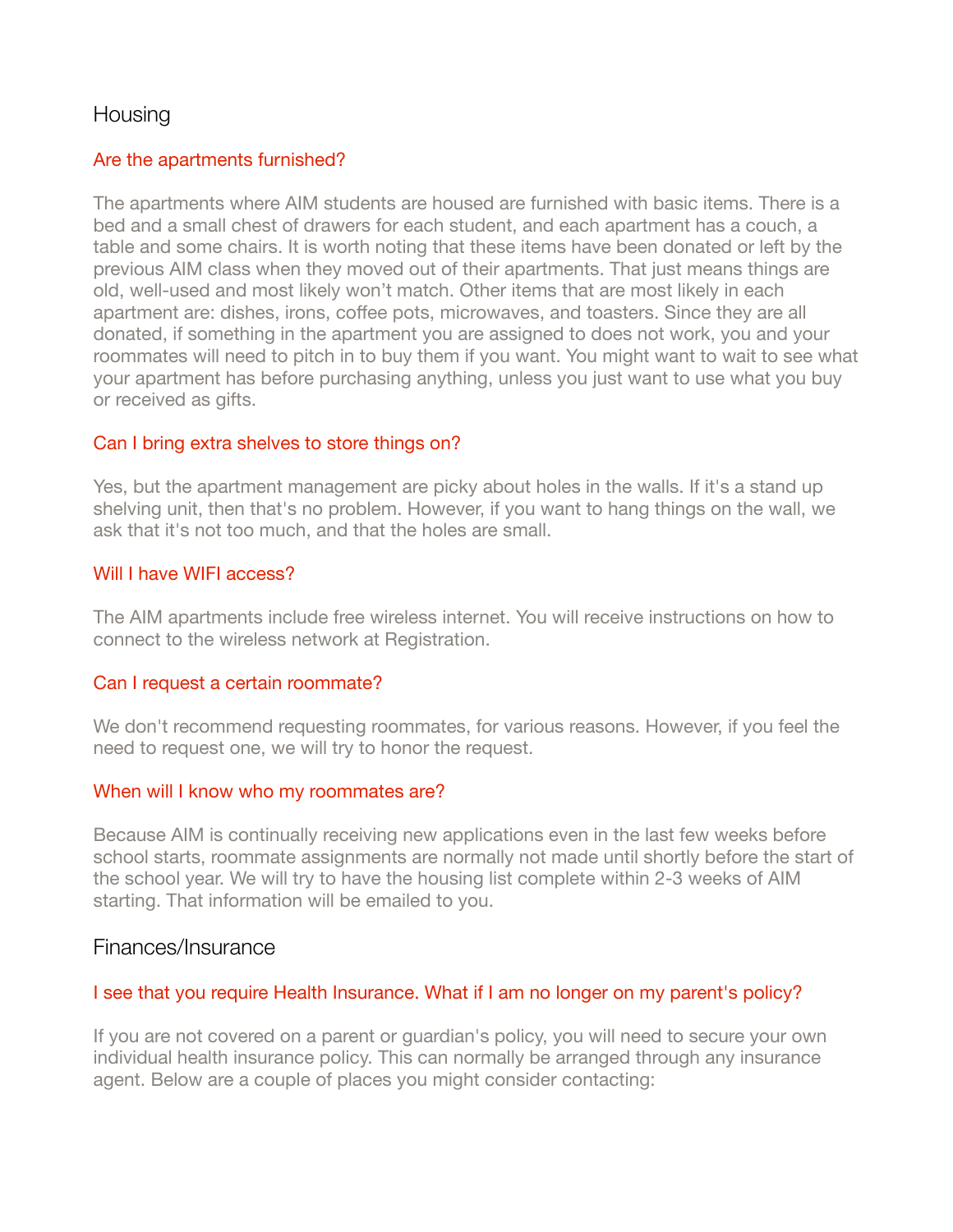## Housing

### Are the apartments furnished?

The apartments where AIM students are housed are furnished with basic items. There is a bed and a small chest of drawers for each student, and each apartment has a couch, a table and some chairs. It is worth noting that these items have been donated or left by the previous AIM class when they moved out of their apartments. That just means things are old, well-used and most likely won't match. Other items that are most likely in each apartment are: dishes, irons, coffee pots, microwaves, and toasters. Since they are all donated, if something in the apartment you are assigned to does not work, you and your roommates will need to pitch in to buy them if you want. You might want to wait to see what your apartment has before purchasing anything, unless you just want to use what you buy or received as gifts.

### Can I bring extra shelves to store things on?

Yes, but the apartment management are picky about holes in the walls. If it's a stand up shelving unit, then that's no problem. However, if you want to hang things on the wall, we ask that it's not too much, and that the holes are small.

### Will I have WIFI access?

The AIM apartments include free wireless internet. You will receive instructions on how to connect to the wireless network at Registration.

### Can I request a certain roommate?

We don't recommend requesting roommates, for various reasons. However, if you feel the need to request one, we will try to honor the request.

### When will I know who my roommates are?

Because AIM is continually receiving new applications even in the last few weeks before school starts, roommate assignments are normally not made until shortly before the start of the school year. We will try to have the housing list complete within 2-3 weeks of AIM starting. That information will be emailed to you.

## Finances/Insurance

### I see that you require Health Insurance. What if I am no longer on my parent's policy?

If you are not covered on a parent or guardian's policy, you will need to secure your own individual health insurance policy. This can normally be arranged through any insurance agent. Below are a couple of places you might consider contacting: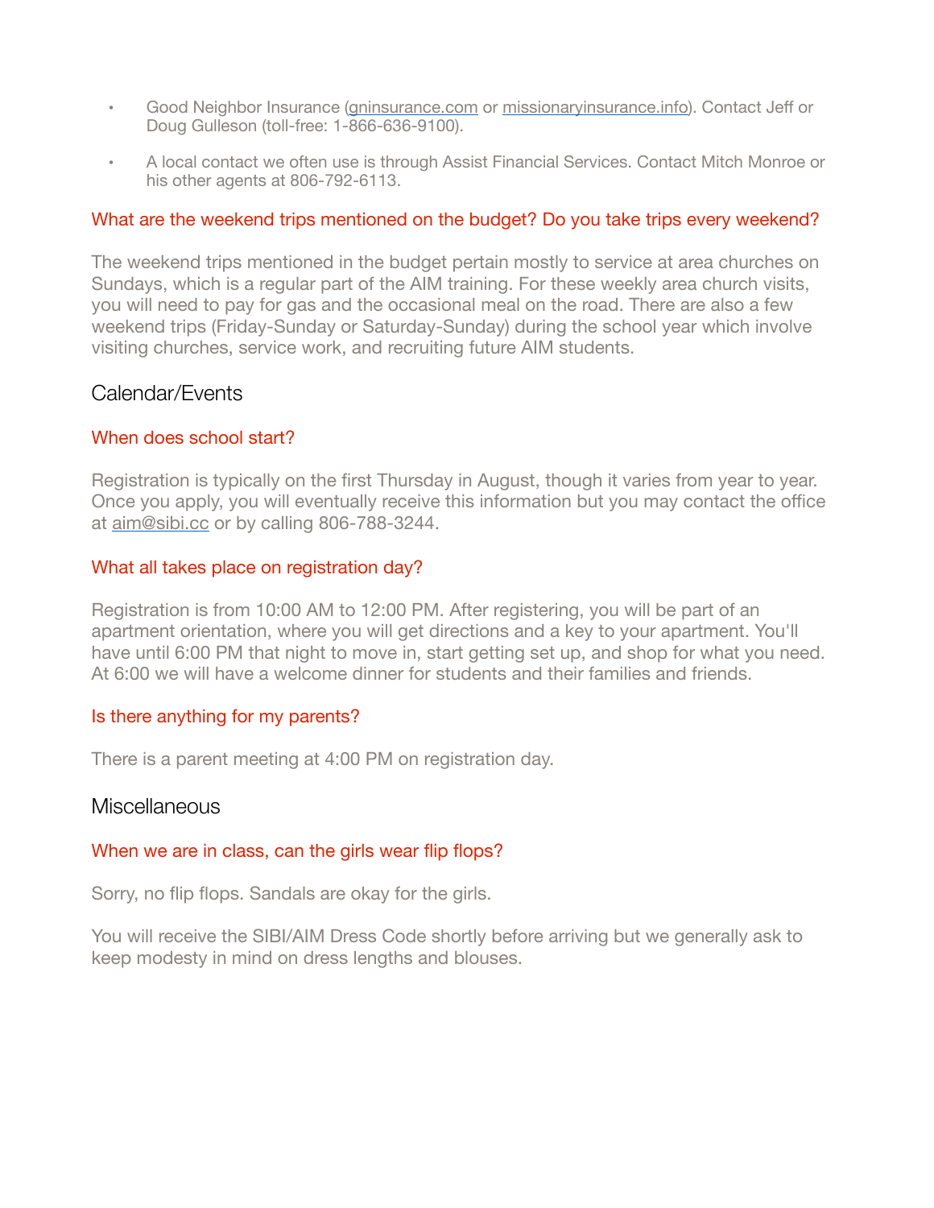- Good Neighbor Insurance (gninsurance.com or missionaryinsurance.info). Contact Jeff or Doug Gulleson (toll-free: 1-866-636-9100).
- A local contact we often use is through Assist Financial Services. Contact Mitch Monroe or his other agents at 806-792-6113.

### What are the weekend trips mentioned on the budget? Do you take trips every weekend?

The weekend trips mentioned in the budget pertain mostly to service at area churches on Sundays, which is a regular part of the AIM training. For these weekly area church visits, you will need to pay for gas and the occasional meal on the road. There are also a few weekend trips (Friday-Sunday or Saturday-Sunday) during the school year which involve visiting churches, service work, and recruiting future AIM students.

## Calendar/Events

### When does school start?

Registration is typically on the first Thursday in August, though it varies from year to year. Once you apply, you will eventually receive this information but you may contact the office at aim@sibi.cc or by calling 806-788-3244.

### What all takes place on registration day?

Registration is from 10:00 AM to 12:00 PM. After registering, you will be part of an apartment orientation, where you will get directions and a key to your apartment. You'll have until 6:00 PM that night to move in, start getting set up, and shop for what you need. At 6:00 we will have a welcome dinner for students and their families and friends.

### Is there anything for my parents?

There is a parent meeting at 4:00 PM on registration day.

## Miscellaneous

### When we are in class, can the girls wear flip flops?

Sorry, no flip flops. Sandals are okay for the girls.

You will receive the SIBI/AIM Dress Code shortly before arriving but we generally ask to keep modesty in mind on dress lengths and blouses.